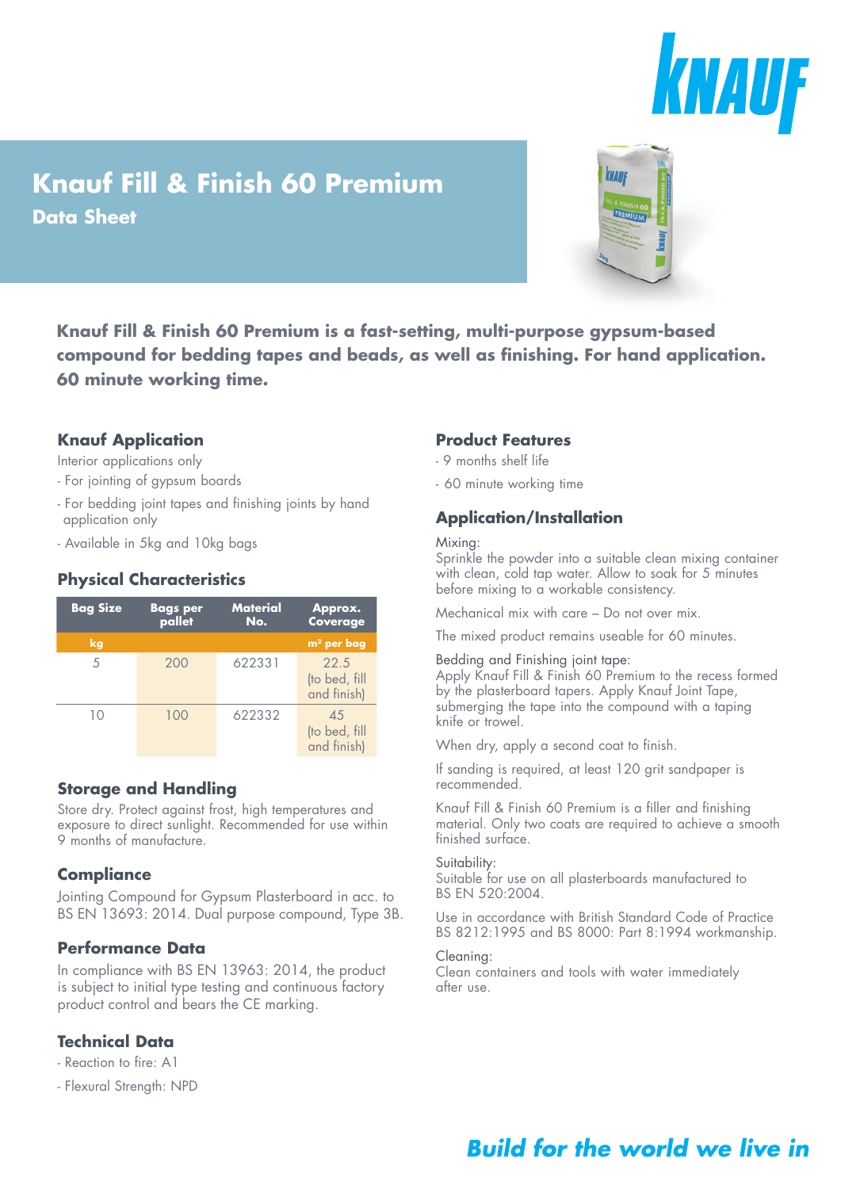# Knauf Fill & Finish 60 Premium

## Data Sheet

**Knauf Fill & Finish 60 Premium is a fast-setting, multi-purpose gypsum-based compound for bedding tapes and beads, as well as finishing. For hand application. 60 minute working time.**

### Knauf Application

Interior applications only

- For jointing of gypsum boards
- For bedding joint tapes and finishing joints by hand application only
- Available in 5kg and 10kg bags

### Physical Characteristics

| Bag Size | Bags per pallet | Material No. | Approx. Coverage |
|---|---|---|---|
| kg | | | m² per bag |
| 5 | 200 | 622331 | 22.5 (to bed, fill and finish) |
| 10 | 100 | 622332 | 45 (to bed, fill and finish) |

### Storage and Handling

Store dry. Protect against frost, high temperatures and exposure to direct sunlight. Recommended for use within 9 months of manufacture.

### Compliance

Jointing Compound for Gypsum Plasterboard in acc. to BS EN 13693: 2014. Dual purpose compound, Type 3B.

### Performance Data

In compliance with BS EN 13963: 2014, the product is subject to initial type testing and continuous factory product control and bears the CE marking.

### Technical Data

- Reaction to fire: A1
- Flexural Strength: NPD

### Product Features

- 9 months shelf life
- 60 minute working time

### Application/Installation

Mixing:
Sprinkle the powder into a suitable clean mixing container with clean, cold tap water. Allow to soak for 5 minutes before mixing to a workable consistency.

Mechanical mix with care – Do not over mix.

The mixed product remains useable for 60 minutes.

Bedding and Finishing joint tape:
Apply Knauf Fill & Finish 60 Premium to the recess formed by the plasterboard tapers. Apply Knauf Joint Tape, submerging the tape into the compound with a taping knife or trowel.

When dry, apply a second coat to finish.

If sanding is required, at least 120 grit sandpaper is recommended.

Knauf Fill & Finish 60 Premium is a filler and finishing material. Only two coats are required to achieve a smooth finished surface.

Suitability:
Suitable for use on all plasterboards manufactured to BS EN 520:2004.

Use in accordance with British Standard Code of Practice BS 8212:1995 and BS 8000: Part 8:1994 workmanship.

Cleaning:
Clean containers and tools with water immediately after use.

*Build for the world we live in*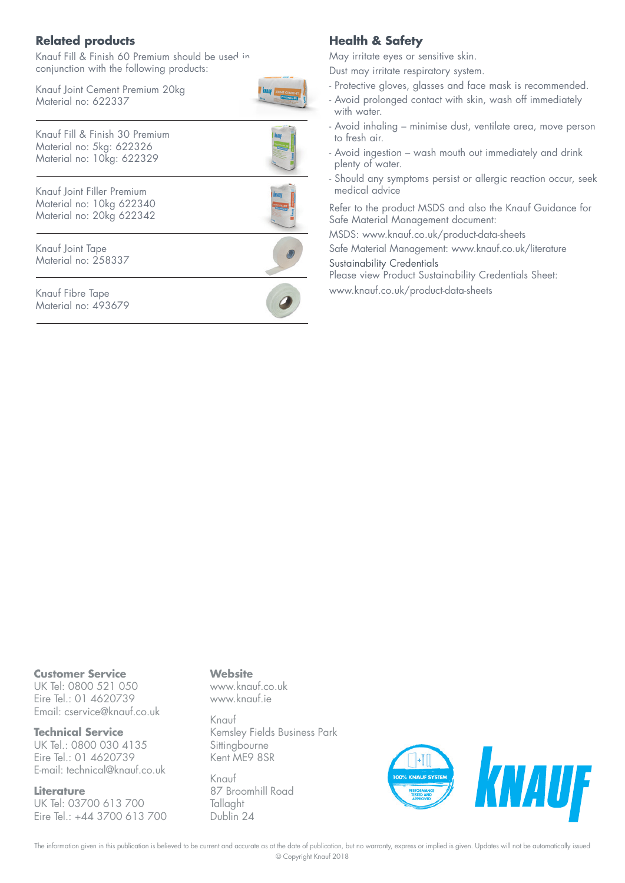## Related products

Knauf Fill & Finish 60 Premium should be used in conjunction with the following products:

Knauf Joint Cement Premium 20kg
Material no: 622337

Knauf Fill & Finish 30 Premium
Material no: 5kg: 622326
Material no: 10kg: 622329

Knauf Joint Filler Premium
Material no: 10kg 622340
Material no: 20kg 622342

Knauf Joint Tape
Material no: 258337

Knauf Fibre Tape
Material no: 493679

## Health & Safety

May irritate eyes or sensitive skin.

Dust may irritate respiratory system.

- Protective gloves, glasses and face mask is recommended.
- Avoid prolonged contact with skin, wash off immediately with water.
- Avoid inhaling – minimise dust, ventilate area, move person to fresh air.
- Avoid ingestion – wash mouth out immediately and drink plenty of water.
- Should any symptoms persist or allergic reaction occur, seek medical advice

Refer to the product MSDS and also the Knauf Guidance for Safe Material Management document:

MSDS: www.knauf.co.uk/product-data-sheets

Safe Material Management: www.knauf.co.uk/literature

Sustainability Credentials
Please view Product Sustainability Credentials Sheet:

www.knauf.co.uk/product-data-sheets

**Customer Service**
UK Tel: 0800 521 050
Eire Tel.: 01 4620739
Email: cservice@knauf.co.uk

**Technical Service**
UK Tel.: 0800 030 4135
Eire Tel.: 01 4620739
E-mail: technical@knauf.co.uk

**Literature**
UK Tel: 03700 613 700
Eire Tel.: +44 3700 613 700

**Website**
www.knauf.co.uk
www.knauf.ie

Knauf
Kemsley Fields Business Park
Sittingbourne
Kent ME9 8SR

Knauf
87 Broomhill Road
Tallaght
Dublin 24

100% KNAUF SYSTEM
PERFORMANCE TESTED AND APPROVED

KNAUF

The information given in this publication is believed to be current and accurate as at the date of publication, but no warranty, express or implied is given. Updates will not be automatically issued

© Copyright Knauf 2018